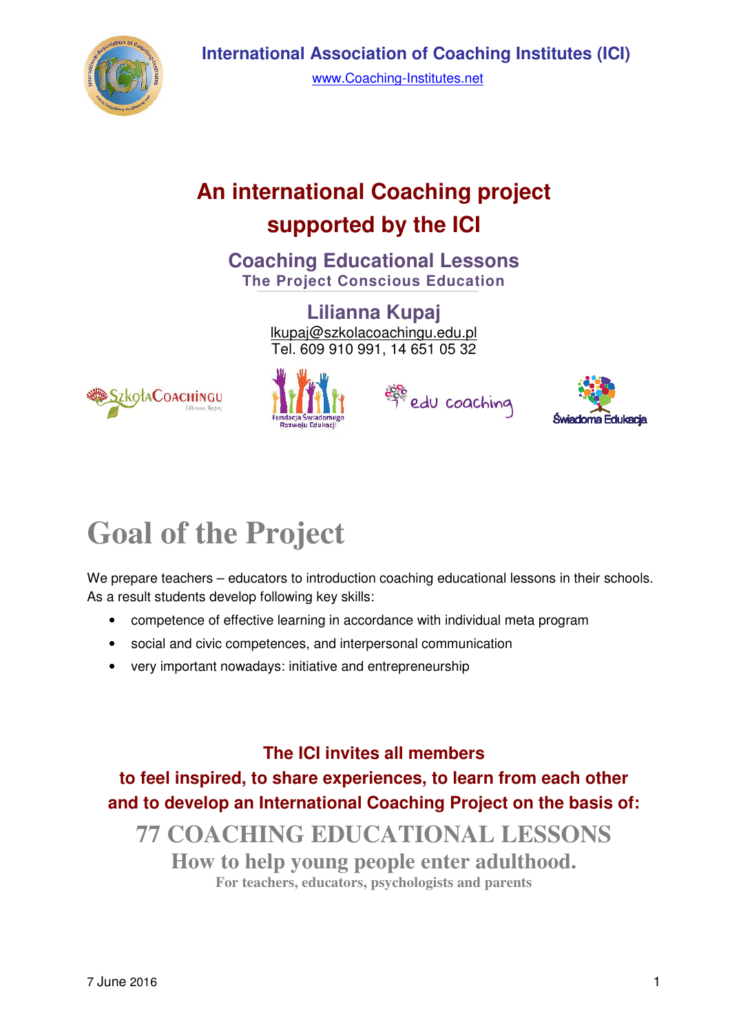International Association of Coaching Institutes (ICI)

www.Coaching-Institutes.net

# An international Coaching project supported by the ICI

## Coaching Educational Lessons

### The Project Conscious Education

**Lilianna Kupaj**

lkupaj@szkolacoachingu.edu.pl

Tel. 609 910 991, 14 651 05 32

# Goal of the Project

We prepare teachers – educators to introduction coaching educational lessons in their schools. As a result students develop following key skills:

- competence of effective learning in accordance with individual meta program
- social and civic competences, and interpersonal communication
- very important nowadays: initiative and entrepreneurship

**The ICI invites all members to feel inspired, to share experiences, to learn from each other and to develop an International Coaching Project on the basis of:**

**77 COACHING EDUCATIONAL LESSONS**

**How to help young people enter adulthood.**

**For teachers, educators, psychologists and parents**

7 June 2016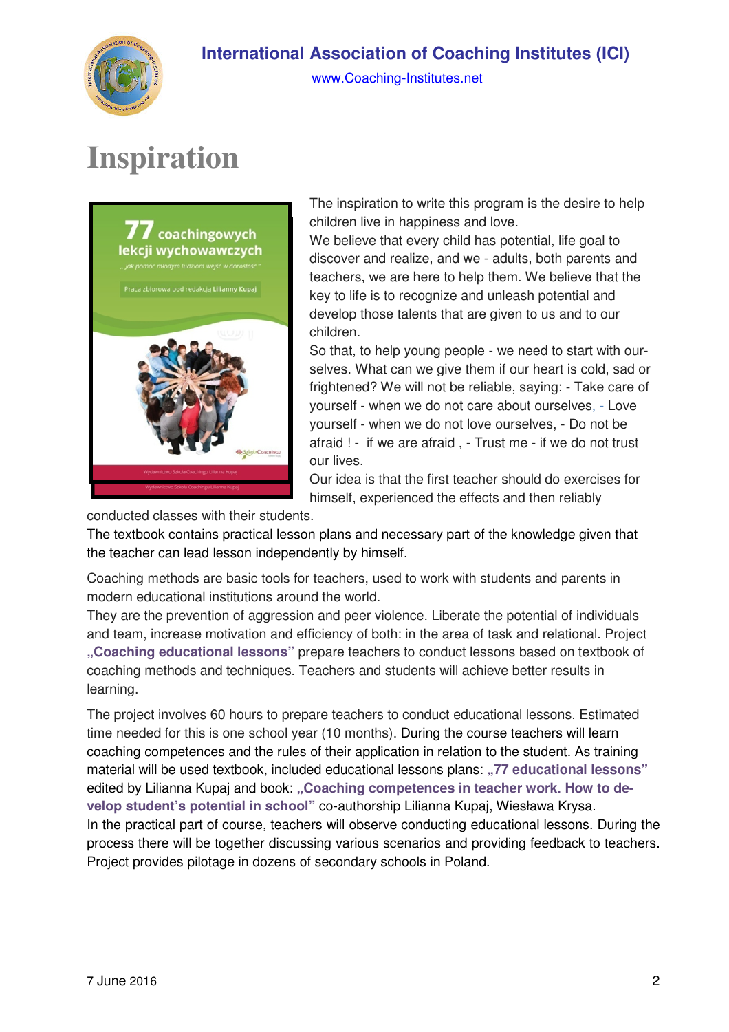# Inspiration

The inspiration to write this program is the desire to help children live in happiness and love.

We believe that every child has potential, life goal to discover and realize, and we - adults, both parents and teachers, we are here to help them. We believe that the key to life is to recognize and unleash potential and develop those talents that are given to us and to our children.

So that, to help young people - we need to start with ourselves. What can we give them if our heart is cold, sad or frightened? We will not be reliable, saying: - Take care of yourself - when we do not care about ourselves, - Love yourself - when we do not love ourselves, - Do not be afraid ! - if we are afraid , - Trust me - if we do not trust our lives.

Our idea is that the first teacher should do exercises for himself, experienced the effects and then reliably conducted classes with their students.

The textbook contains practical lesson plans and necessary part of the knowledge given that the teacher can lead lesson independently by himself.

Coaching methods are basic tools for teachers, used to work with students and parents in modern educational institutions around the world.

They are the prevention of aggression and peer violence. Liberate the potential of individuals and team, increase motivation and efficiency of both: in the area of task and relational. Project **„Coaching educational lessons"** prepare teachers to conduct lessons based on textbook of coaching methods and techniques. Teachers and students will achieve better results in learning.

The project involves 60 hours to prepare teachers to conduct educational lessons. Estimated time needed for this is one school year (10 months). During the course teachers will learn coaching competences and the rules of their application in relation to the student. As training material will be used textbook, included educational lessons plans: **„77 educational lessons"** edited by Lilianna Kupaj and book: **„Coaching competences in teacher work. How to develop student's potential in school"** co-authorship Lilianna Kupaj, Wiesława Krysa.

In the practical part of course, teachers will observe conducting educational lessons. During the process there will be together discussing various scenarios and providing feedback to teachers. Project provides pilotage in dozens of secondary schools in Poland.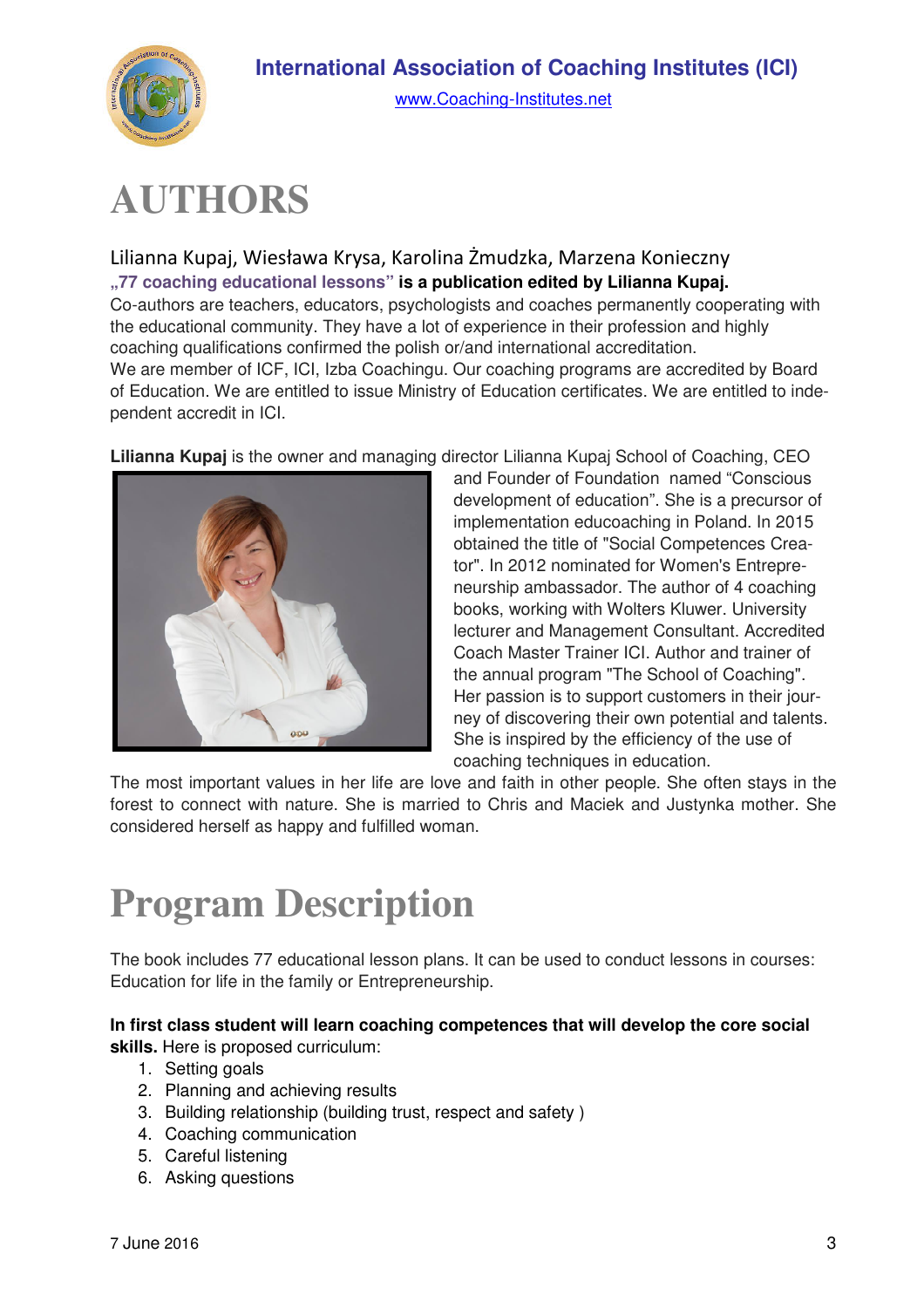# AUTHORS

Lilianna Kupaj, Wiesława Krysa, Karolina Żmudzka, Marzena Konieczny

**„77 coaching educational lessons" is a publication edited by Lilianna Kupaj.**

Co-authors are teachers, educators, psychologists and coaches permanently cooperating with the educational community. They have a lot of experience in their profession and highly coaching qualifications confirmed the polish or/and international accreditation.

We are member of ICF, ICI, Izba Coachingu. Our coaching programs are accredited by Board of Education. We are entitled to issue Ministry of Education certificates. We are entitled to independent accredit in ICI.

**Lilianna Kupaj** is the owner and managing director Lilianna Kupaj School of Coaching, CEO and Founder of Foundation named "Conscious development of education". She is a precursor of implementation educoaching in Poland. In 2015 obtained the title of "Social Competences Creator". In 2012 nominated for Women's Entrepreneurship ambassador. The author of 4 coaching books, working with Wolters Kluwer. University lecturer and Management Consultant. Accredited Coach Master Trainer ICI. Author and trainer of the annual program "The School of Coaching". Her passion is to support customers in their journey of discovering their own potential and talents. She is inspired by the efficiency of the use of coaching techniques in education.

The most important values in her life are love and faith in other people. She often stays in the forest to connect with nature. She is married to Chris and Maciek and Justynka mother. She considered herself as happy and fulfilled woman.

# Program Description

The book includes 77 educational lesson plans. It can be used to conduct lessons in courses: Education for life in the family or Entrepreneurship.

**In first class student will learn coaching competences that will develop the core social skills.** Here is proposed curriculum:

1. Setting goals
2. Planning and achieving results
3. Building relationship (building trust, respect and safety )
4. Coaching communication
5. Careful listening
6. Asking questions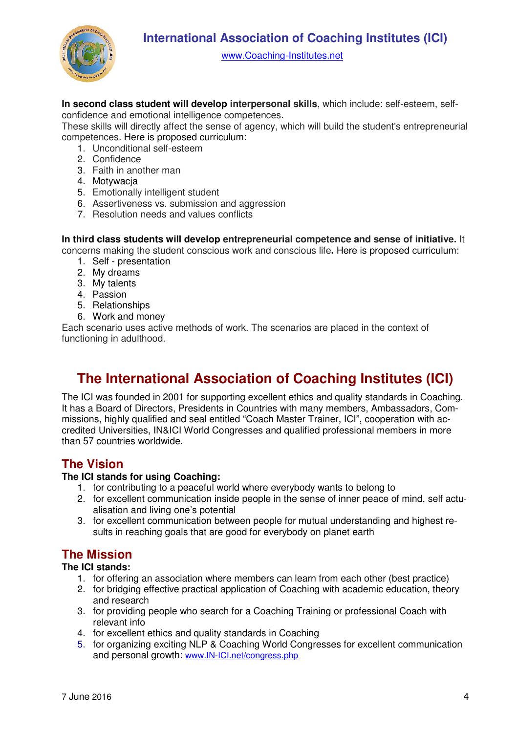**In second class student will develop interpersonal skills**, which include: self-esteem, self-confidence and emotional intelligence competences.
These skills will directly affect the sense of agency, which will build the student's entrepreneurial competences. Here is proposed curriculum:

1. Unconditional self-esteem
2. Confidence
3. Faith in another man
4. Motywacja
5. Emotionally intelligent student
6. Assertiveness vs. submission and aggression
7. Resolution needs and values conflicts

**In third class students will develop entrepreneurial competence and sense of initiative.** It concerns making the student conscious work and conscious life**.** Here is proposed curriculum:

1. Self - presentation
2. My dreams
3. My talents
4. Passion
5. Relationships
6. Work and money

Each scenario uses active methods of work. The scenarios are placed in the context of functioning in adulthood.

# The International Association of Coaching Institutes (ICI)

The ICI was founded in 2001 for supporting excellent ethics and quality standards in Coaching. It has a Board of Directors, Presidents in Countries with many members, Ambassadors, Commissions, highly qualified and seal entitled "Coach Master Trainer, ICI", cooperation with accredited Universities, IN&ICI World Congresses and qualified professional members in more than 57 countries worldwide.

## The Vision

**The ICI stands for using Coaching:**

1. for contributing to a peaceful world where everybody wants to belong to
2. for excellent communication inside people in the sense of inner peace of mind, self actualisation and living one's potential
3. for excellent communication between people for mutual understanding and highest results in reaching goals that are good for everybody on planet earth

## The Mission

**The ICI stands:**

1. for offering an association where members can learn from each other (best practice)
2. for bridging effective practical application of Coaching with academic education, theory and research
3. for providing people who search for a Coaching Training or professional Coach with relevant info
4. for excellent ethics and quality standards in Coaching
5. for organizing exciting NLP & Coaching World Congresses for excellent communication and personal growth: www.IN-ICI.net/congress.php